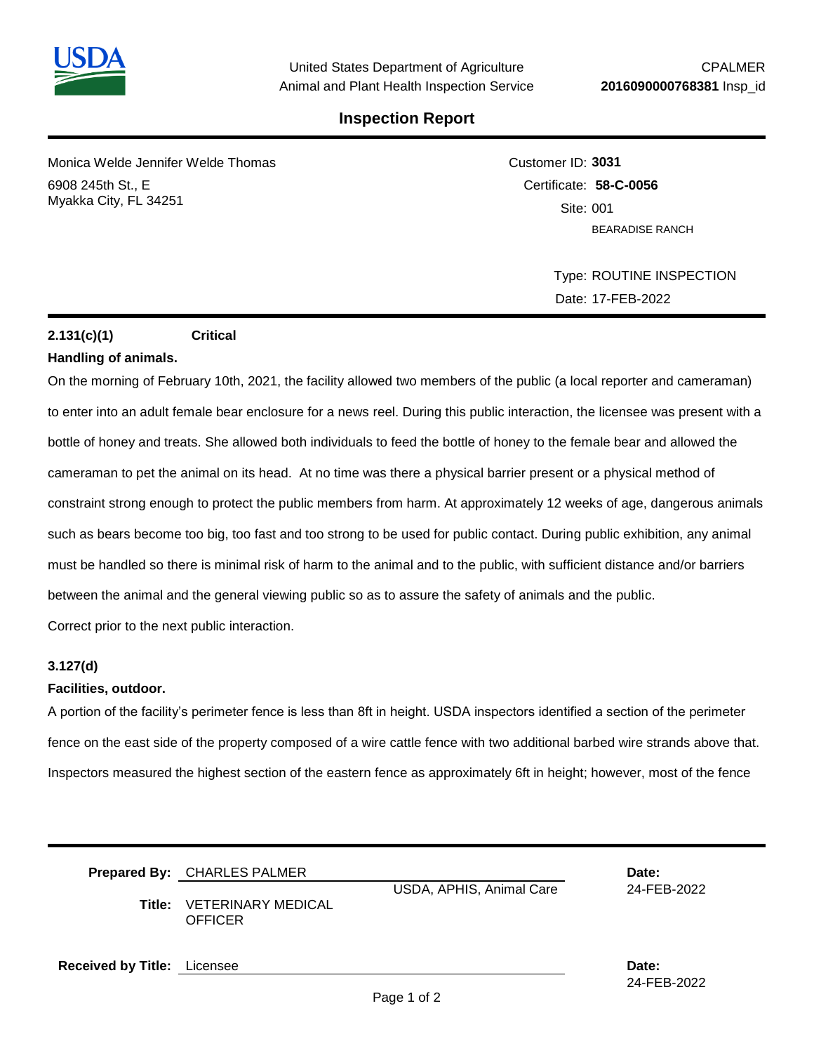United States Department of Agriculture
Animal and Plant Health Inspection Service

CPALMER
**2016090000768381** Insp_id

# Inspection Report

Monica Welde Jennifer Welde Thomas
6908 245th St., E
Myakka City, FL 34251

Customer ID: **3031**
Certificate: **58-C-0056**
Site: 001
BEARADISE RANCH

Type: ROUTINE INSPECTION
Date: 17-FEB-2022

**2.131(c)(1)** **Critical**

**Handling of animals.**

On the morning of February 10th, 2021, the facility allowed two members of the public (a local reporter and cameraman) to enter into an adult female bear enclosure for a news reel. During this public interaction, the licensee was present with a bottle of honey and treats. She allowed both individuals to feed the bottle of honey to the female bear and allowed the cameraman to pet the animal on its head. At no time was there a physical barrier present or a physical method of constraint strong enough to protect the public members from harm. At approximately 12 weeks of age, dangerous animals such as bears become too big, too fast and too strong to be used for public contact. During public exhibition, any animal must be handled so there is minimal risk of harm to the animal and to the public, with sufficient distance and/or barriers between the animal and the general viewing public so as to assure the safety of animals and the public.

Correct prior to the next public interaction.

**3.127(d)**

**Facilities, outdoor.**

A portion of the facility's perimeter fence is less than 8ft in height. USDA inspectors identified a section of the perimeter fence on the east side of the property composed of a wire cattle fence with two additional barbed wire strands above that. Inspectors measured the highest section of the eastern fence as approximately 6ft in height; however, most of the fence

**Prepared By:** CHARLES PALMER
**Title:** VETERINARY MEDICAL OFFICER
USDA, APHIS, Animal Care
**Date:** 24-FEB-2022

**Received by Title:** Licensee
**Date:** 24-FEB-2022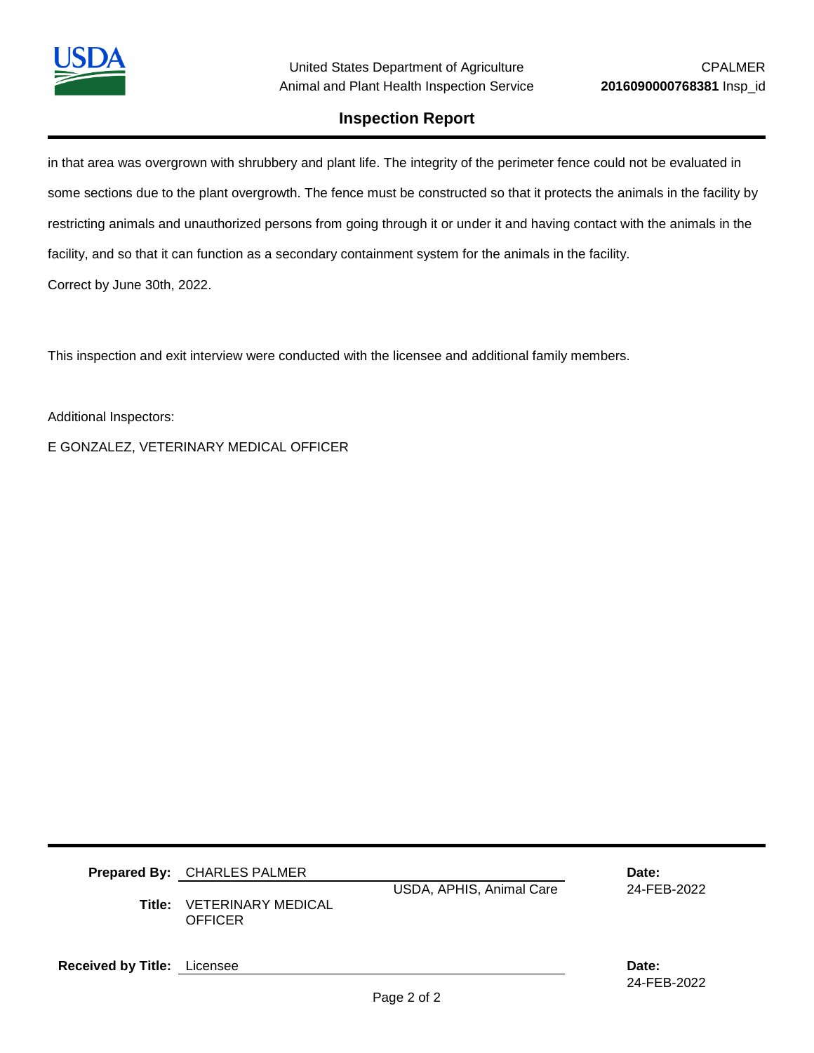in that area was overgrown with shrubbery and plant life. The integrity of the perimeter fence could not be evaluated in some sections due to the plant overgrowth. The fence must be constructed so that it protects the animals in the facility by restricting animals and unauthorized persons from going through it or under it and having contact with the animals in the facility, and so that it can function as a secondary containment system for the animals in the facility.

Correct by June 30th, 2022.

This inspection and exit interview were conducted with the licensee and additional family members.

Additional Inspectors:

E GONZALEZ, VETERINARY MEDICAL OFFICER

**Prepared By:** CHARLES PALMER

USDA, APHIS, Animal Care

**Date:** 24-FEB-2022

**Title:** VETERINARY MEDICAL OFFICER

**Received by Title:** Licensee

**Date:** 24-FEB-2022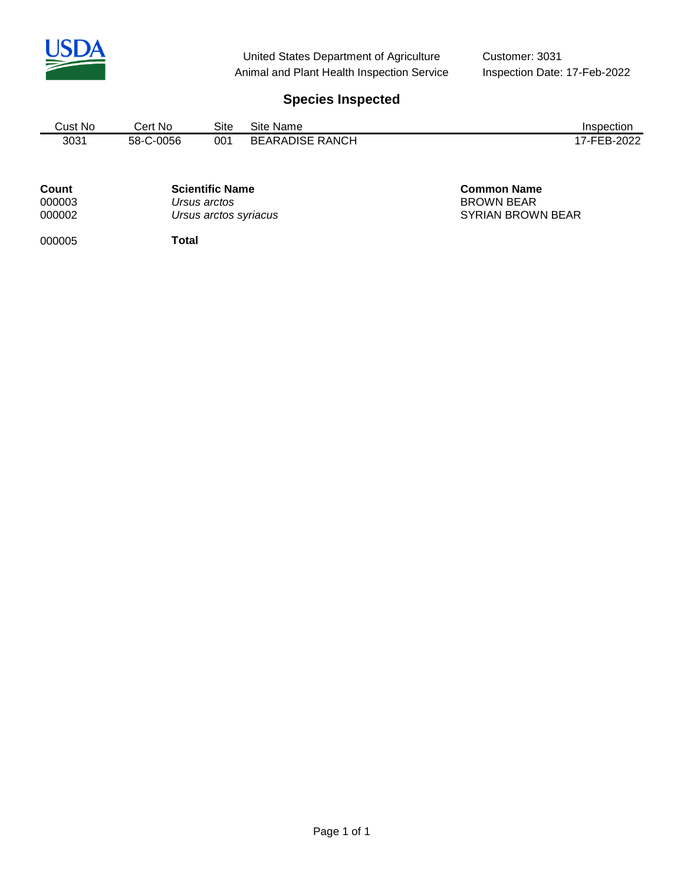United States Department of Agriculture
Animal and Plant Health Inspection Service

Customer: 3031
Inspection Date: 17-Feb-2022

## Species Inspected

| Cust No | Cert No | Site | Site Name | Inspection |
|---|---|---|---|---|
| 3031 | 58-C-0056 | 001 | BEARADISE RANCH | 17-FEB-2022 |

| **Count** | **Scientific Name** | **Common Name** |
|---|---|---|
| 000003 | *Ursus arctos* | BROWN BEAR |
| 000002 | *Ursus arctos syriacus* | SYRIAN BROWN BEAR |
| 000005 | **Total** | |